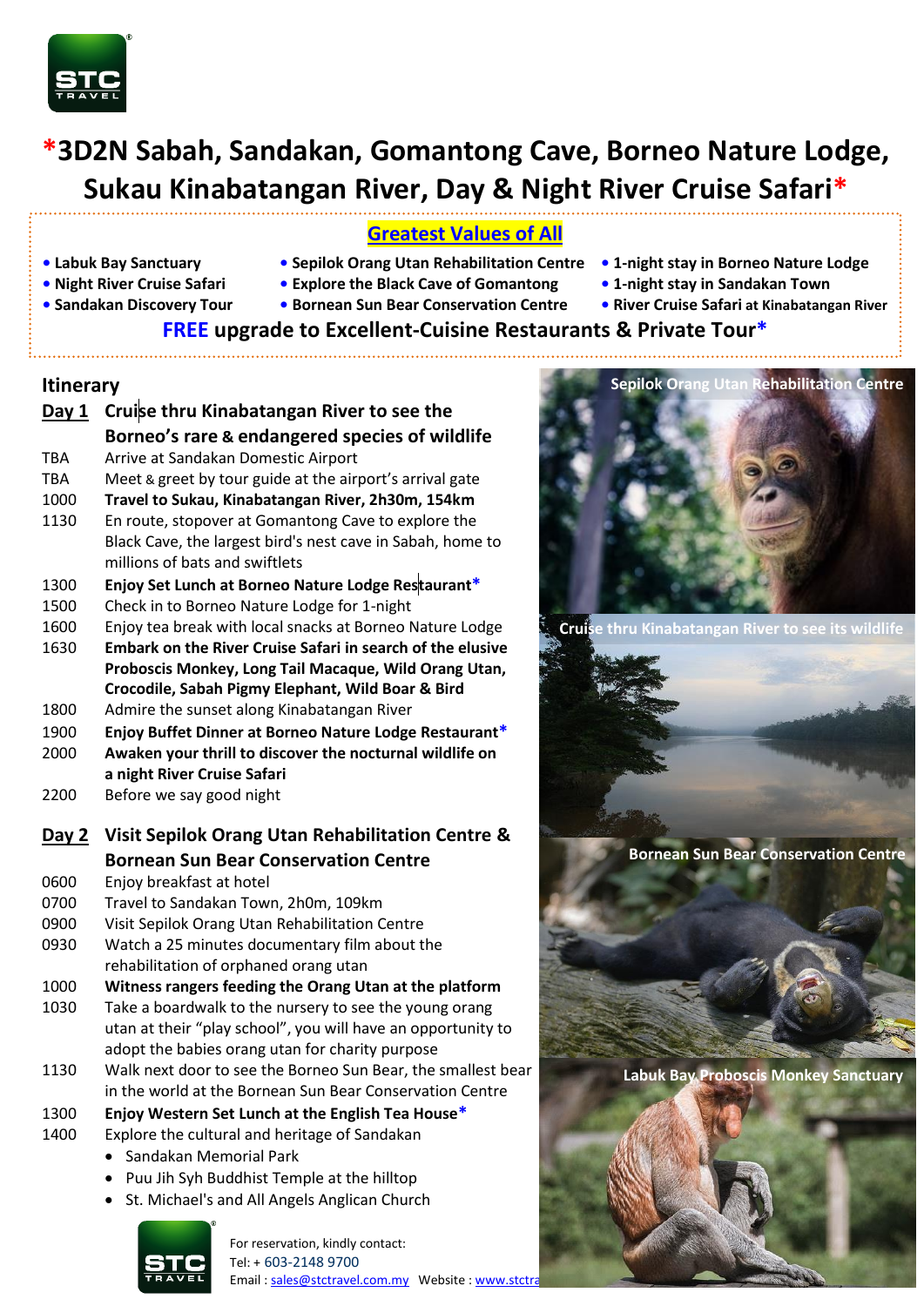# *3D2N Sabah, Sandakan, Gomantong Cave, Borneo Nature Lodge, Sukau Kinabatangan River, Day & Night River Cruise Safari*

## Greatest Values of All

- **Labuk Bay Sanctuary**
- **Night River Cruise Safari**
- **Sandakan Discovery Tour**
- **Sepilok Orang Utan Rehabilitation Centre**
- **Explore the Black Cave of Gomantong**
- **Bornean Sun Bear Conservation Centre**
- **1-night stay in Borneo Nature Lodge**
- **1-night stay in Sandakan Town**
- **River Cruise Safari** at **Kinabatangan River**

**FREE upgrade to Excellent-Cuisine Restaurants & Private Tour***

## Itinerary

### Day 1 Cruise thru Kinabatangan River to see the Borneo's rare & endangered species of wildlife

| | |
|---|---|
| TBA | Arrive at Sandakan Domestic Airport |
| TBA | Meet & greet by tour guide at the airport's arrival gate |
| 1000 | **Travel to Sukau, Kinabatangan River, 2h30m, 154km** |
| 1130 | En route, stopover at Gomantong Cave to explore the Black Cave, the largest bird's nest cave in Sabah, home to millions of bats and swiftlets |
| 1300 | **Enjoy Set Lunch at Borneo Nature Lodge Restaurant*** |
| 1500 | Check in to Borneo Nature Lodge for 1-night |
| 1600 | Enjoy tea break with local snacks at Borneo Nature Lodge |
| 1630 | **Embark on the River Cruise Safari in search of the elusive Proboscis Monkey, Long Tail Macaque, Wild Orang Utan, Crocodile, Sabah Pigmy Elephant, Wild Boar & Bird** |
| 1800 | Admire the sunset along Kinabatangan River |
| 1900 | **Enjoy Buffet Dinner at Borneo Nature Lodge Restaurant*** |
| 2000 | **Awaken your thrill to discover the nocturnal wildlife on a night River Cruise Safari** |
| 2200 | Before we say good night |

### Day 2 Visit Sepilok Orang Utan Rehabilitation Centre & Bornean Sun Bear Conservation Centre

| | |
|---|---|
| 0600 | Enjoy breakfast at hotel |
| 0700 | Travel to Sandakan Town, 2h0m, 109km |
| 0900 | Visit Sepilok Orang Utan Rehabilitation Centre |
| 0930 | Watch a 25 minutes documentary film about the rehabilitation of orphaned orang utan |
| 1000 | **Witness rangers feeding the Orang Utan at the platform** |
| 1030 | Take a boardwalk to the nursery to see the young orang utan at their "play school", you will have an opportunity to adopt the babies orang utan for charity purpose |
| 1130 | Walk next door to see the Borneo Sun Bear, the smallest bear in the world at the Bornean Sun Bear Conservation Centre |
| 1300 | **Enjoy Western Set Lunch at the English Tea House*** |
| 1400 | Explore the cultural and heritage of Sandakan |

- Sandakan Memorial Park
- Puu Jih Syh Buddhist Temple at the hilltop
- St. Michael's and All Angels Anglican Church

Sepilok Orang Utan Rehabilitation Centre

Cruise thru Kinabatangan River to see its wildlife

Bornean Sun Bear Conservation Centre

Labuk Bay Proboscis Monkey Sanctuary

For reservation, kindly contact:
Tel: + 603-2148 9700
Email : sales@stctravel.com.my Website : www.stctra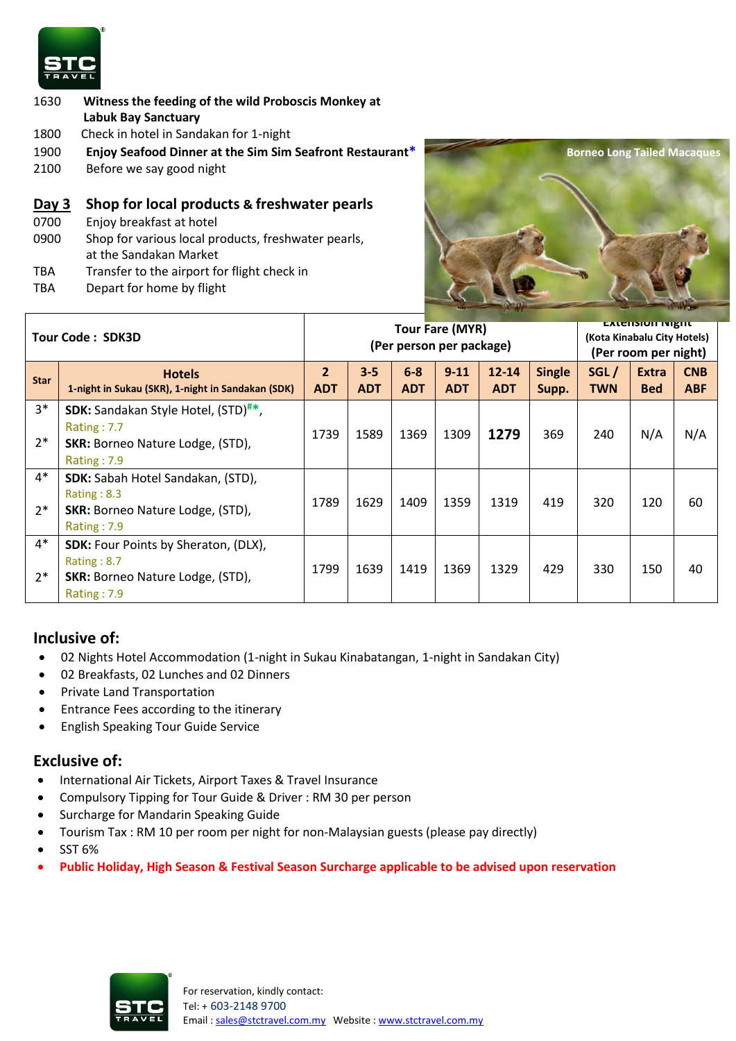1630 **Witness the feeding of the wild Proboscis Monkey at Labuk Bay Sanctuary**
1800 Check in hotel in Sandakan for 1-night
1900 **Enjoy Seafood Dinner at the Sim Sim Seafront Restaurant***
2100 Before we say good night

## Day 3 Shop for local products & freshwater pearls

0700 Enjoy breakfast at hotel
0900 Shop for various local products, freshwater pearls, at the Sandakan Market
TBA Transfer to the airport for flight check in
TBA Depart for home by flight

Borneo Long Tailed Macaques

| Tour Code : SDK3D | | Tour Fare (MYR) (Per person per package) | | | | | | Extension Night (Kota Kinabalu City Hotels) (Per room per night) | | |
|---|---|---|---|---|---|---|---|---|---|---|
| Star | Hotels 1-night in Sukau (SKR), 1-night in Sandakan (SDK) | 2 ADT | 3-5 ADT | 6-8 ADT | 9-11 ADT | 12-14 ADT | Single Supp. | SGL / TWN | Extra Bed | CNB ABF |
| 3* / 2* | **SDK:** Sandakan Style Hotel, (STD)#*, Rating : 7.7 / **SKR:** Borneo Nature Lodge, (STD), Rating : 7.9 | 1739 | 1589 | 1369 | 1309 | **1279** | 369 | 240 | N/A | N/A |
| 4* / 2* | **SDK:** Sabah Hotel Sandakan, (STD), Rating : 8.3 / **SKR:** Borneo Nature Lodge, (STD), Rating : 7.9 | 1789 | 1629 | 1409 | 1359 | 1319 | 419 | 320 | 120 | 60 |
| 4* / 2* | **SDK:** Four Points by Sheraton, (DLX), Rating : 8.7 / **SKR:** Borneo Nature Lodge, (STD), Rating : 7.9 | 1799 | 1639 | 1419 | 1369 | 1329 | 429 | 330 | 150 | 40 |

## Inclusive of:

- 02 Nights Hotel Accommodation (1-night in Sukau Kinabatangan, 1-night in Sandakan City)
- 02 Breakfasts, 02 Lunches and 02 Dinners
- Private Land Transportation
- Entrance Fees according to the itinerary
- English Speaking Tour Guide Service

## Exclusive of:

- International Air Tickets, Airport Taxes & Travel Insurance
- Compulsory Tipping for Tour Guide & Driver : RM 30 per person
- Surcharge for Mandarin Speaking Guide
- Tourism Tax : RM 10 per room per night for non-Malaysian guests (please pay directly)
- SST 6%
- **Public Holiday, High Season & Festival Season Surcharge applicable to be advised upon reservation**

For reservation, kindly contact:
Tel: + 603-2148 9700
Email : sales@stctravel.com.my Website : www.stctravel.com.my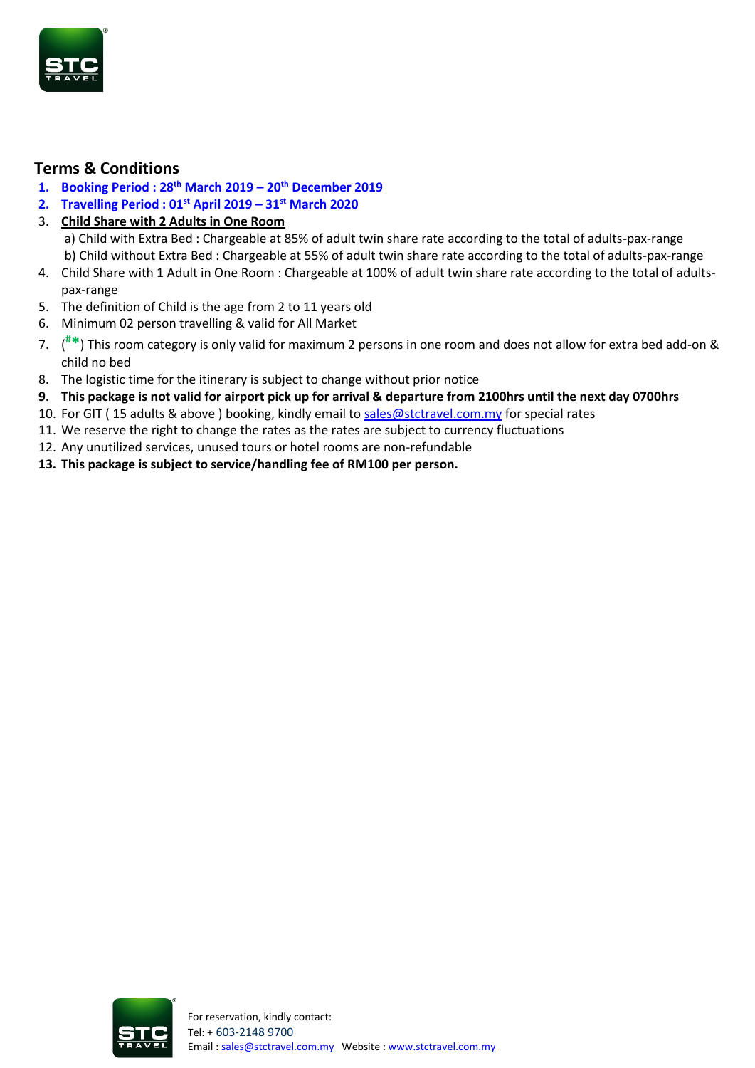## Terms & Conditions

1. **Booking Period : 28th March 2019 – 20th December 2019**
2. **Travelling Period : 01st April 2019 – 31st March 2020**
3. Child Share with 2 Adults in One Room
   a) Child with Extra Bed : Chargeable at 85% of adult twin share rate according to the total of adults-pax-range
   b) Child without Extra Bed : Chargeable at 55% of adult twin share rate according to the total of adults-pax-range
4. Child Share with 1 Adult in One Room : Chargeable at 100% of adult twin share rate according to the total of adults-pax-range
5. The definition of Child is the age from 2 to 11 years old
6. Minimum 02 person travelling & valid for All Market
7. (#*) This room category is only valid for maximum 2 persons in one room and does not allow for extra bed add-on & child no bed
8. The logistic time for the itinerary is subject to change without prior notice
9. **This package is not valid for airport pick up for arrival & departure from 2100hrs until the next day 0700hrs**
10. For GIT ( 15 adults & above ) booking, kindly email to sales@stctravel.com.my for special rates
11. We reserve the right to change the rates as the rates are subject to currency fluctuations
12. Any unutilized services, unused tours or hotel rooms are non-refundable
13. **This package is subject to service/handling fee of RM100 per person.**

For reservation, kindly contact:
Tel: + 603-2148 9700
Email : sales@stctravel.com.my Website : www.stctravel.com.my